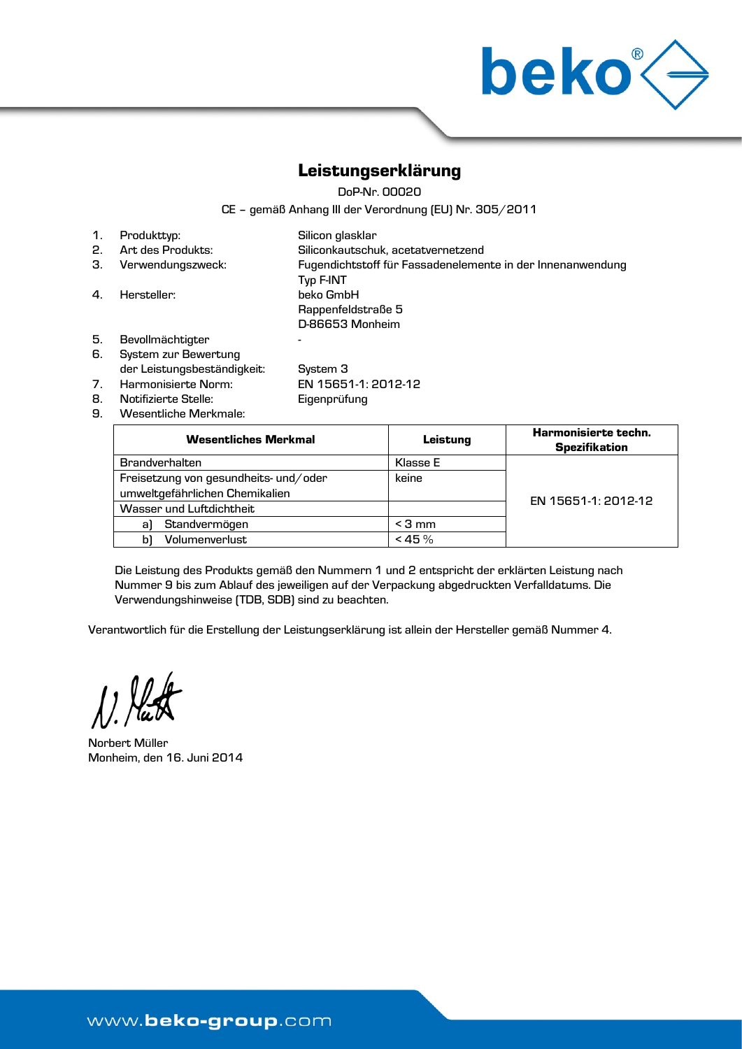# Leistungserklärung

DoP-Nr. 00020

CE – gemäß Anhang III der Verordnung (EU) Nr. 305/2011

1. Produkttyp: Silicon glasklar
2. Art des Produkts: Siliconkautschuk, acetatvernetzend
3. Verwendungszweck: Fugendichtstoff für Fassadenelemente in der Innenanwendung Typ F-INT
4. Hersteller: beko GmbH
   Rappenfeldstraße 5
   D-86653 Monheim
5. Bevollmächtigter -
6. System zur Bewertung der Leistungsbeständigkeit: System 3
7. Harmonisierte Norm: EN 15651-1: 2012-12
8. Notifizierte Stelle: Eigenprüfung
9. Wesentliche Merkmale:

| Wesentliches Merkmal | Leistung | Harmonisierte techn. Spezifikation |
|---|---|---|
| Brandverhalten | Klasse E | EN 15651-1: 2012-12 |
| Freisetzung von gesundheits- und/oder umweltgefährlichen Chemikalien | keine | |
| Wasser und Luftdichtheit | | |
| a) Standvermögen | < 3 mm | |
| b) Volumenverlust | < 45 % | |

Die Leistung des Produkts gemäß den Nummern 1 und 2 entspricht der erklärten Leistung nach Nummer 9 bis zum Ablauf des jeweiligen auf der Verpackung abgedruckten Verfalldatums. Die Verwendungshinweise (TDB, SDB) sind zu beachten.

Verantwortlich für die Erstellung der Leistungserklärung ist allein der Hersteller gemäß Nummer 4.

Norbert Müller
Monheim, den 16. Juni 2014

www.beko-group.com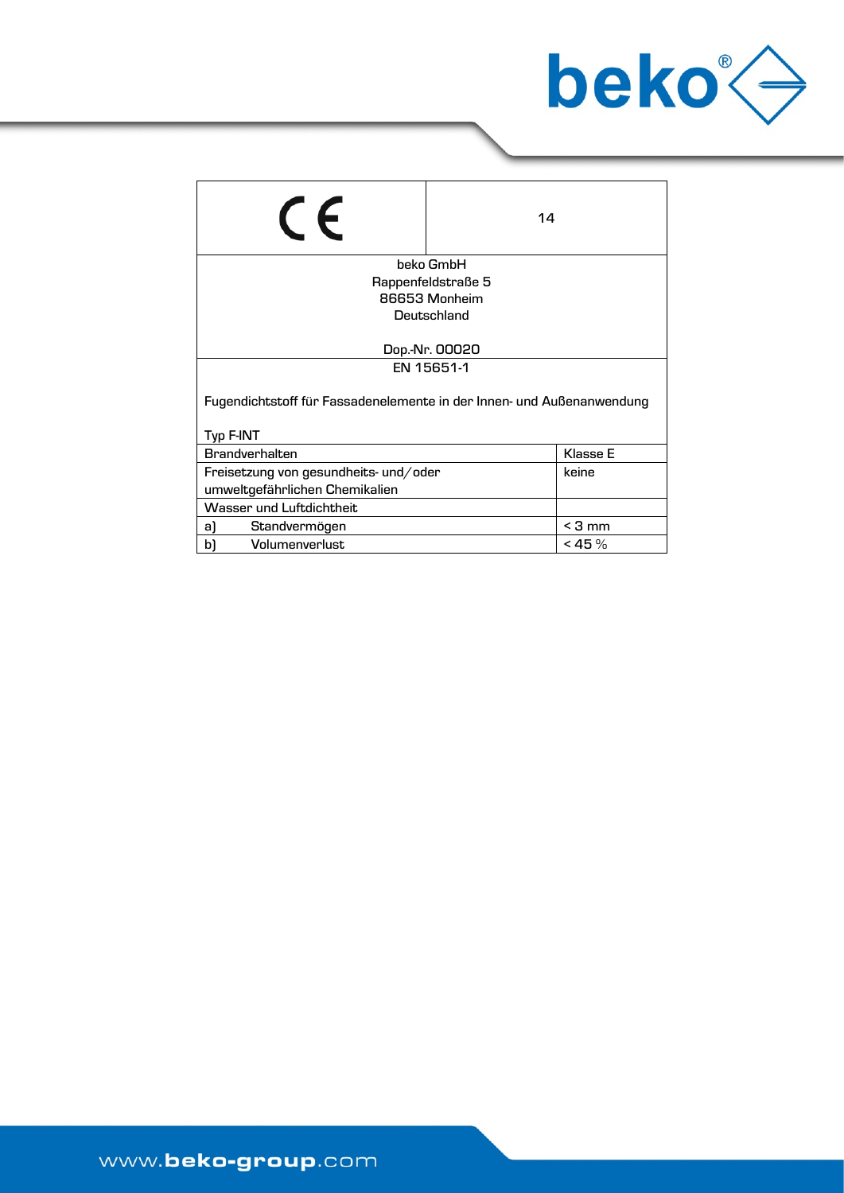| CE | 14 |
|---|---|
| beko GmbH<br>Rappenfeldstraße 5<br>86653 Monheim<br>Deutschland<br><br>Dop.-Nr. 00020 | |
| EN 15651-1<br><br>Fugendichtstoff für Fassadenelemente in der Innen- und Außenanwendung<br><br>Typ F-INT | |
| Brandverhalten | Klasse E |
| Freisetzung von gesundheits- und/oder umweltgefährlichen Chemikalien | keine |
| Wasser und Luftdichtheit | |
| a) Standvermögen | < 3 mm |
| b) Volumenverlust | < 45 % |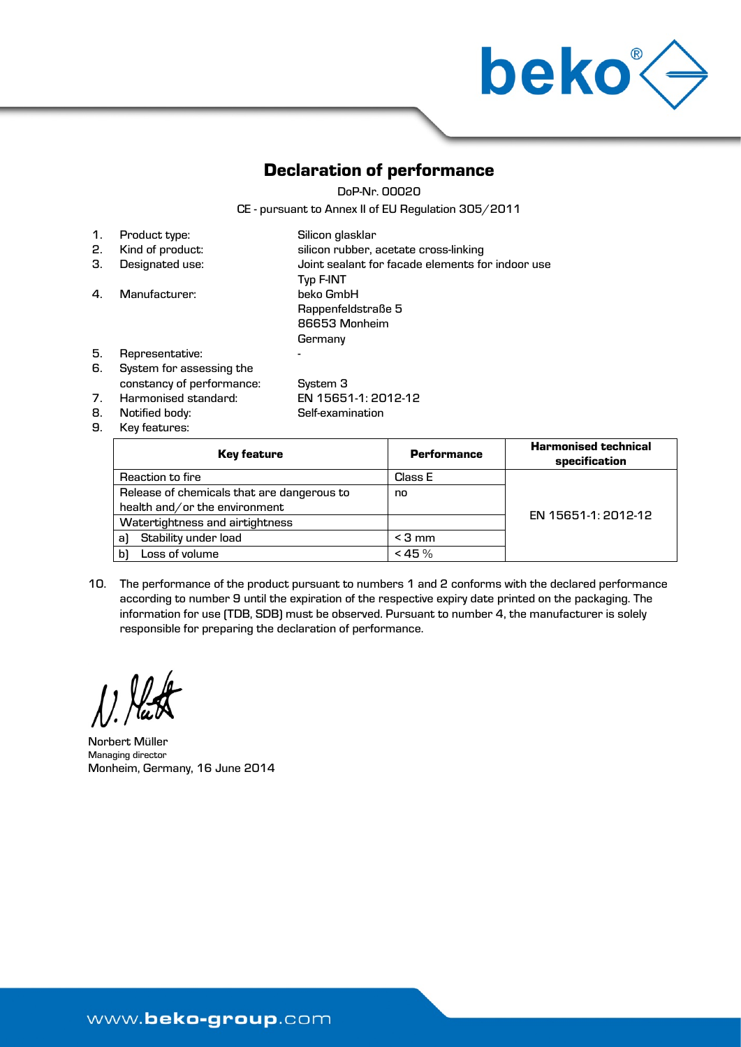# Declaration of performance

DoP-Nr. 00020

CE - pursuant to Annex II of EU Regulation 305/2011

1. Product type: Silicon glasklar
2. Kind of product: silicon rubber, acetate cross-linking
3. Designated use: Joint sealant for facade elements for indoor use
   Typ F-INT
4. Manufacturer: beko GmbH
   Rappenfeldstraße 5
   86653 Monheim
   Germany
5. Representative: -
6. System for assessing the constancy of performance: System 3
7. Harmonised standard: EN 15651-1: 2012-12
8. Notified body: Self-examination
9. Key features:

| Key feature | Performance | Harmonised technical specification |
|---|---|---|
| Reaction to fire | Class E | EN 15651-1: 2012-12 |
| Release of chemicals that are dangerous to health and/or the environment | no | |
| Watertightness and airtightness | | |
| a) Stability under load | < 3 mm | |
| b) Loss of volume | < 45 % | |

10. The performance of the product pursuant to numbers 1 and 2 conforms with the declared performance according to number 9 until the expiration of the respective expiry date printed on the packaging. The information for use (TDB, SDB) must be observed. Pursuant to number 4, the manufacturer is solely responsible for preparing the declaration of performance.

N. Müller

Norbert Müller
Managing director
Monheim, Germany, 16 June 2014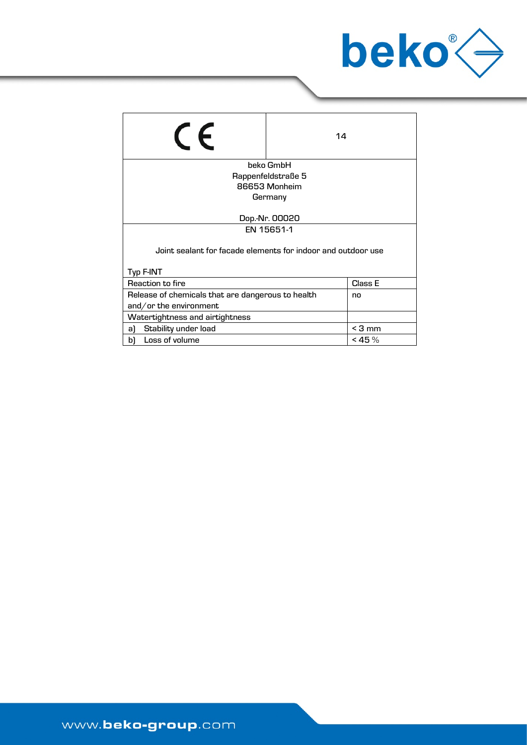| CE | 14 |
|---|---|
| beko GmbH<br>Rappenfeldstraße 5<br>86653 Monheim<br>Germany<br><br>Dop.-Nr. 00020 | |
| EN 15651-1<br><br>Joint sealant for facade elements for indoor and outdoor use<br><br>Typ F-INT | |
| Reaction to fire | Class E |
| Release of chemicals that are dangerous to health and/or the environment | no |
| Watertightness and airtightness | |
| a) Stability under load | < 3 mm |
| b) Loss of volume | < 45 % |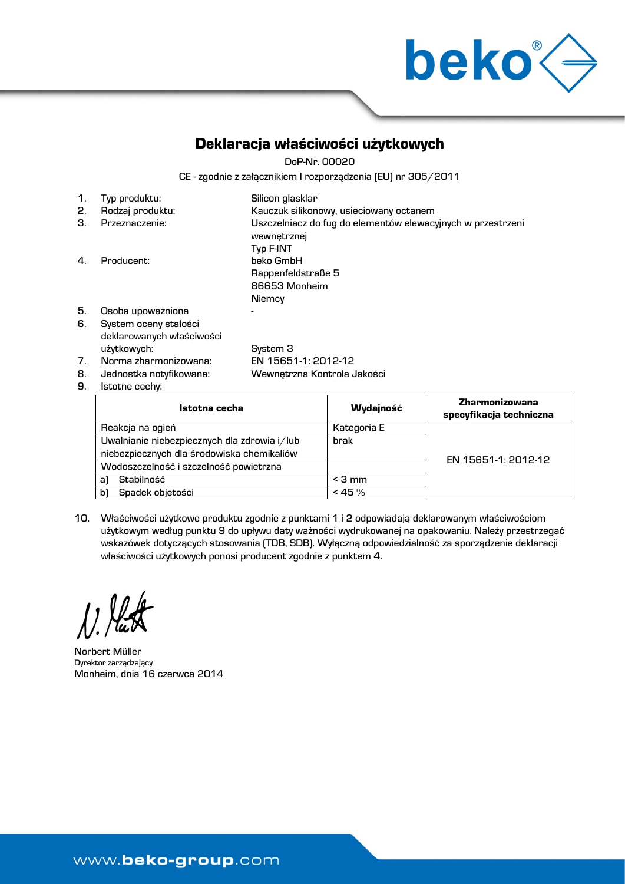# Deklaracja właściwości użytkowych

DoP-Nr. 00020

CE - zgodnie z załącznikiem I rozporządzenia (EU) nr 305/2011

1. Typ produktu: Silicon glasklar
2. Rodzaj produktu: Kauczuk silikonowy, usieciowany octanem
3. Przeznaczenie: Uszczelniacz do fug do elementów elewacyjnych w przestrzeni wewnętrznej
   Typ F-INT
4. Producent: beko GmbH
   Rappenfeldstraße 5
   86653 Monheim
   Niemcy
5. Osoba upoważniona -
6. System oceny stałości deklarowanych właściwości użytkowych: System 3
7. Norma zharmonizowana: EN 15651-1: 2012-12
8. Jednostka notyfikowana: Wewnętrzna Kontrola Jakości
9. Istotne cechy:

| Istotna cecha | Wydajność | Zharmonizowana specyfikacja techniczna |
|---|---|---|
| Reakcja na ogień | Kategoria E | EN 15651-1: 2012-12 |
| Uwalnianie niebezpiecznych dla zdrowia i/lub niebezpiecznych dla środowiska chemikaliów | brak | |
| Wodoszczelność i szczelność powietrzna | | |
| a) Stabilność | < 3 mm | |
| b) Spadek objętości | < 45 % | |

10. Właściwości użytkowe produktu zgodnie z punktami 1 i 2 odpowiadają deklarowanym właściwościom użytkowym według punktu 9 do upływu daty ważności wydrukowanej na opakowaniu. Należy przestrzegać wskazówek dotyczących stosowania (TDB, SDB). Wyłączną odpowiedzialność za sporządzenie deklaracji właściwości użytkowych ponosi producent zgodnie z punktem 4.

Norbert Müller
Dyrektor zarządzający
Monheim, dnia 16 czerwca 2014

www.beko-group.com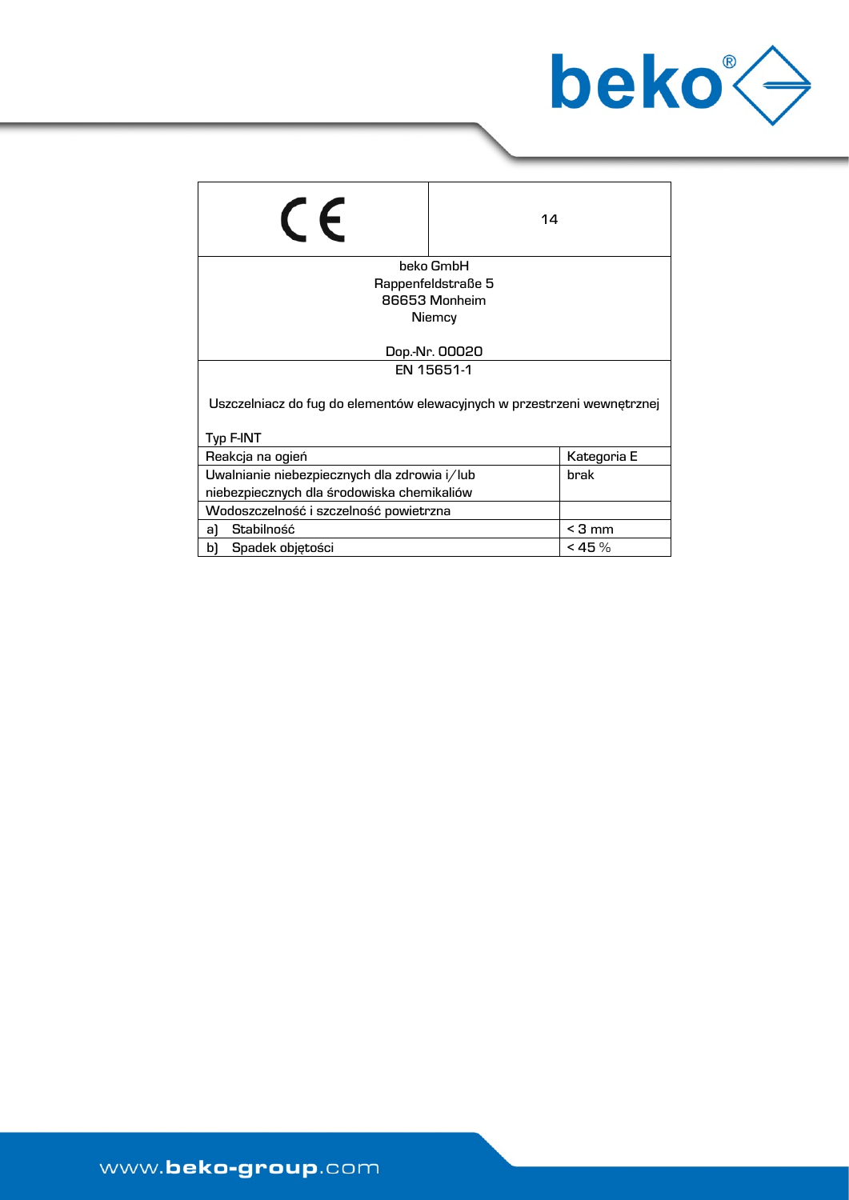| CE | 14 |
|---|---|
| beko GmbH<br>Rappenfeldstraße 5<br>86653 Monheim<br>Niemcy<br><br>Dop.-Nr. 00020 | |
| EN 15651-1<br><br>Uszczelniacz do fug do elementów elewacyjnych w przestrzeni wewnętrznej<br><br>Typ F-INT | |
| Reakcja na ogień | Kategoria E |
| Uwalnianie niebezpiecznych dla zdrowia i/lub niebezpiecznych dla środowiska chemikaliów | brak |
| Wodoszczelność i szczelność powietrzna | |
| a) Stabilność | < 3 mm |
| b) Spadek objętości | < 45 % |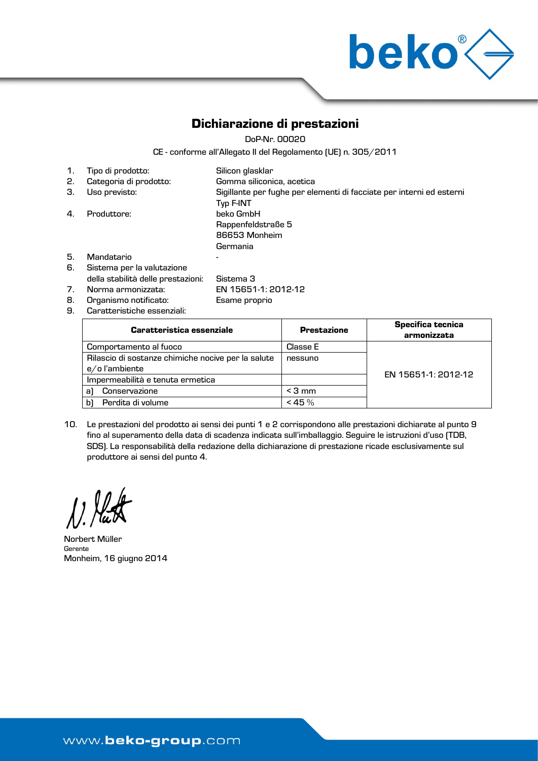# Dichiarazione di prestazioni

DoP-Nr. 00020

CE - conforme all'Allegato II del Regolamento (UE) n. 305/2011

1. Tipo di prodotto: Silicon glasklar
2. Categoria di prodotto: Gomma siliconica, acetica
3. Uso previsto: Sigillante per fughe per elementi di facciate per interni ed esterni Typ F-INT
4. Produttore: beko GmbH
   Rappenfeldstraße 5
   86653 Monheim
   Germania
5. Mandatario -
6. Sistema per la valutazione della stabilità delle prestazioni: Sistema 3
7. Norma armonizzata: EN 15651-1: 2012-12
8. Organismo notificato: Esame proprio
9. Caratteristiche essenziali:

| Caratteristica essenziale | Prestazione | Specifica tecnica armonizzata |
|---|---|---|
| Comportamento al fuoco | Classe E | EN 15651-1: 2012-12 |
| Rilascio di sostanze chimiche nocive per la salute e/o l'ambiente | nessuno | |
| Impermeabilità e tenuta ermetica | | |
| a) Conservazione | < 3 mm | |
| b) Perdita di volume | < 45 % | |

10. Le prestazioni del prodotto ai sensi dei punti 1 e 2 corrispondono alle prestazioni dichiarate al punto 9 fino al superamento della data di scadenza indicata sull'imballaggio. Seguire le istruzioni d'uso (TDB, SDS). La responsabilità della redazione della dichiarazione di prestazione ricade esclusivamente sul produttore ai sensi del punto 4.

Norbert Müller
Gerente
Monheim, 16 giugno 2014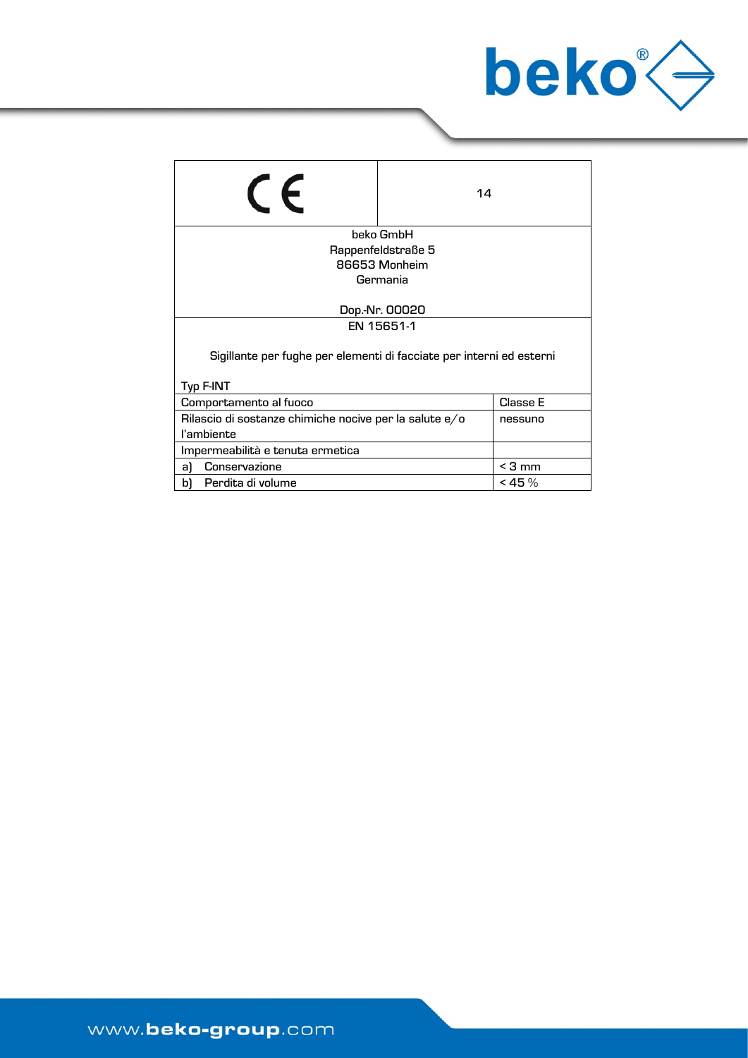| CE | 14 |
|---|---|
| beko GmbH<br>Rappenfeldstraße 5<br>86653 Monheim<br>Germania<br><br>Dop.-Nr. 00020 | |
| EN 15651-1<br><br>Sigillante per fughe per elementi di facciate per interni ed esterni<br><br>Typ F-INT | |
| Comportamento al fuoco | Classe E |
| Rilascio di sostanze chimiche nocive per la salute e/o l'ambiente | nessuno |
| Impermeabilità e tenuta ermetica | |
| a) Conservazione | < 3 mm |
| b) Perdita di volume | < 45 % |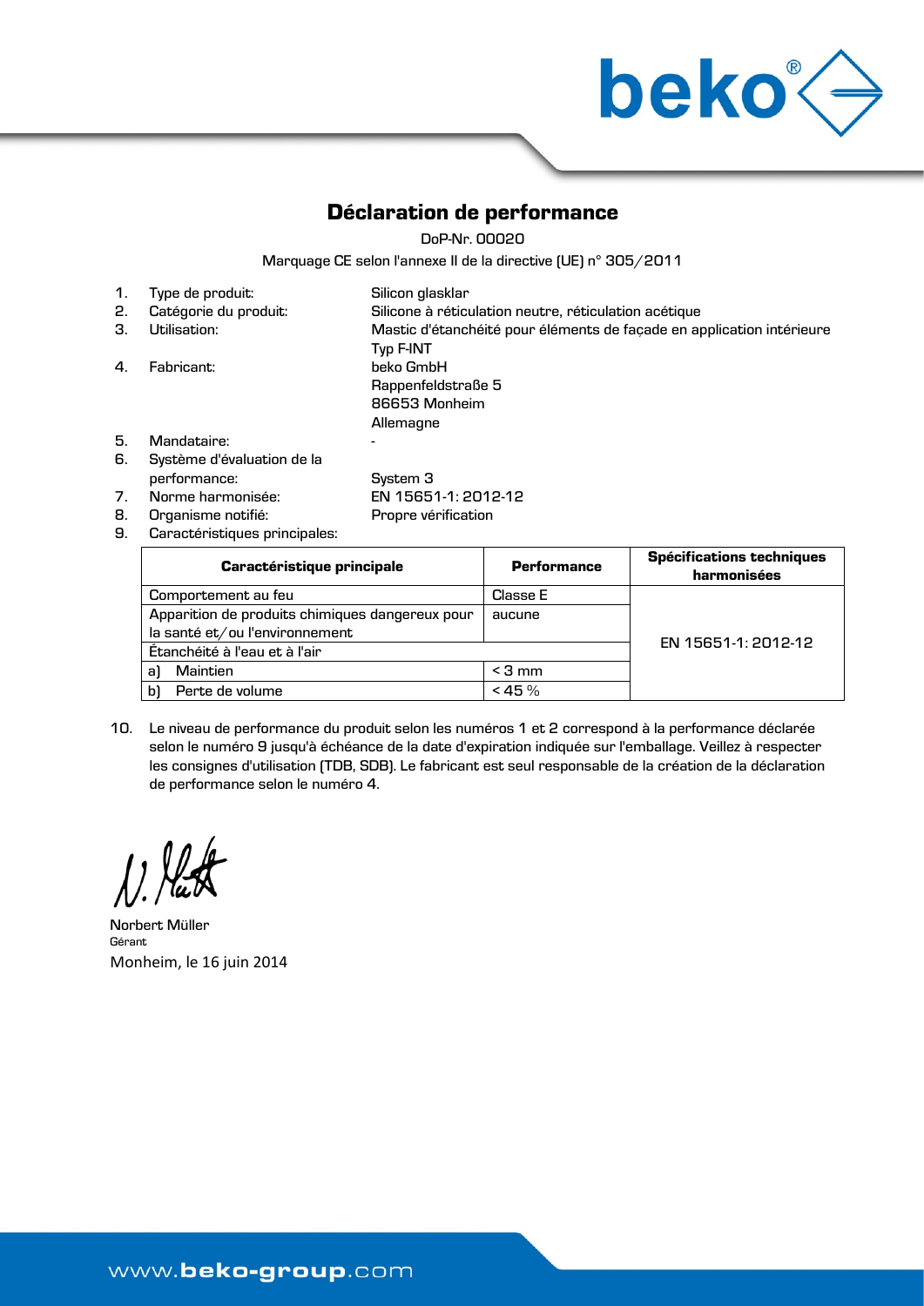# Déclaration de performance

DoP-Nr. 00020

Marquage CE selon l'annexe II de la directive (UE) n° 305/2011

1. Type de produit: Silicon glasklar
2. Catégorie du produit: Silicone à réticulation neutre, réticulation acétique
3. Utilisation: Mastic d'étanchéité pour éléments de façade en application intérieure Typ F-INT
4. Fabricant: beko GmbH
   Rappenfeldstraße 5
   86653 Monheim
   Allemagne
5. Mandataire: -
6. Système d'évaluation de la performance: System 3
7. Norme harmonisée: EN 15651-1: 2012-12
8. Organisme notifié: Propre vérification
9. Caractéristiques principales:

| Caractéristique principale | Performance | Spécifications techniques harmonisées |
|---|---|---|
| Comportement au feu | Classe E | EN 15651-1: 2012-12 |
| Apparition de produits chimiques dangereux pour la santé et/ou l'environnement | aucune | |
| Étanchéité à l'eau et à l'air | | |
| a) Maintien | < 3 mm | |
| b) Perte de volume | < 45 % | |

10. Le niveau de performance du produit selon les numéros 1 et 2 correspond à la performance déclarée selon le numéro 9 jusqu'à échéance de la date d'expiration indiquée sur l'emballage. Veillez à respecter les consignes d'utilisation (TDB, SDB). Le fabricant est seul responsable de la création de la déclaration de performance selon le numéro 4.

Norbert Müller
Gérant
Monheim, le 16 juin 2014

www.beko-group.com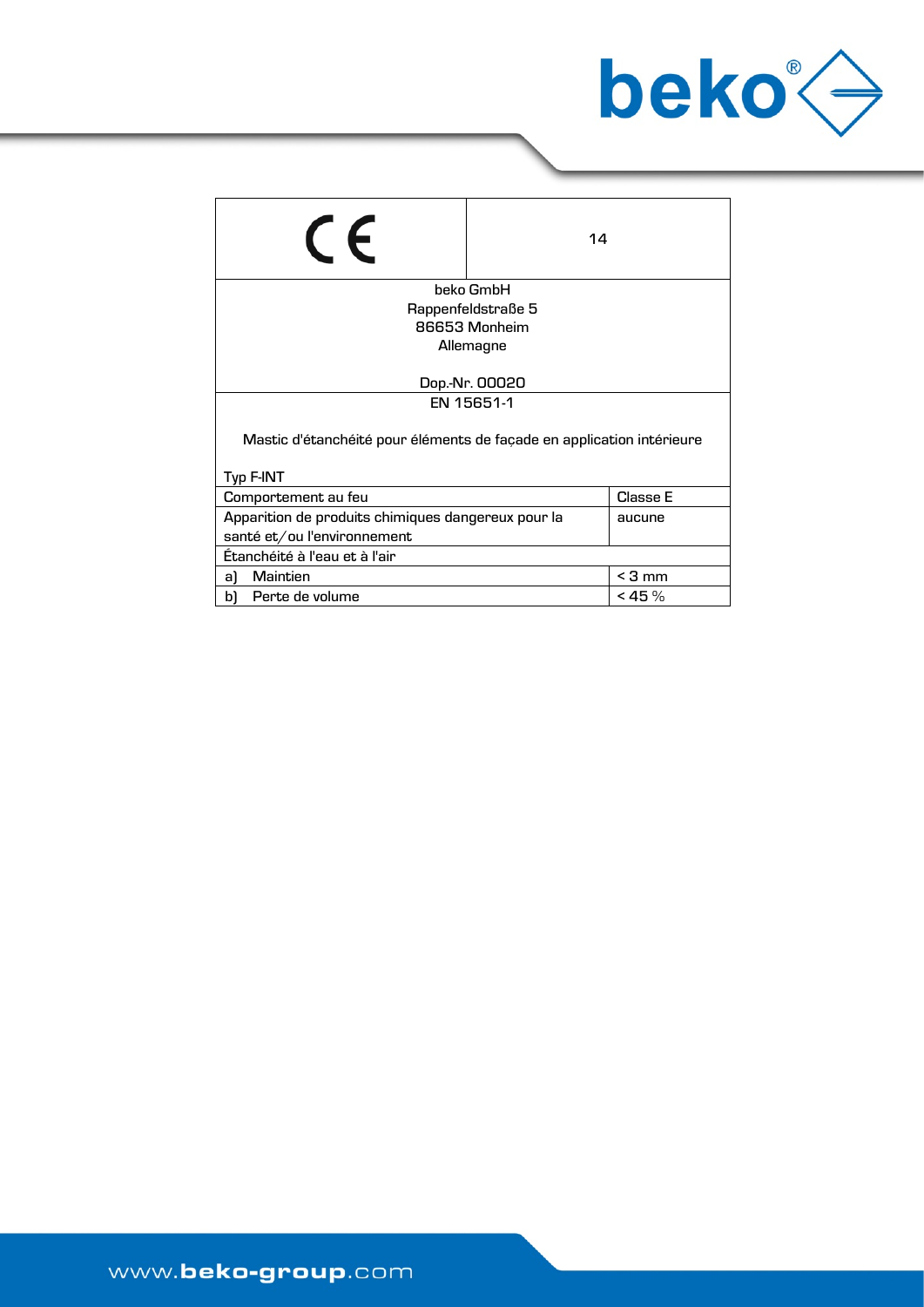| CE | 14 |
|---|---|
| beko GmbH<br>Rappenfeldstraße 5<br>86653 Monheim<br>Allemagne<br><br>Dop.-Nr. 00020 | |
| EN 15651-1<br><br>Mastic d'étanchéité pour éléments de façade en application intérieure<br><br>Typ F-INT | |
| Comportement au feu | Classe E |
| Apparition de produits chimiques dangereux pour la santé et/ou l'environnement | aucune |
| Étanchéité à l'eau et à l'air | |
| a) Maintien | < 3 mm |
| b) Perte de volume | < 45 % |